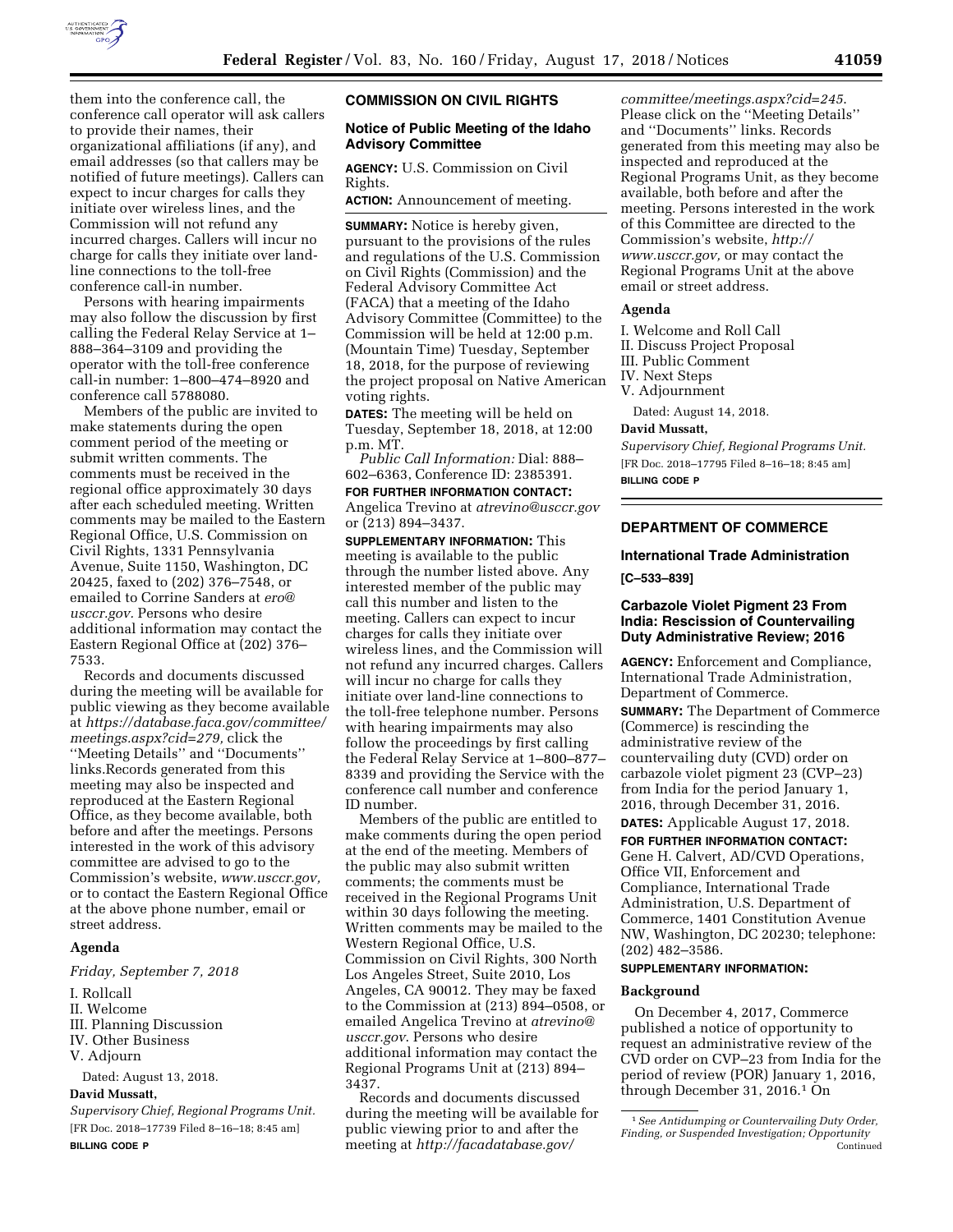them into the conference call, the conference call operator will ask callers to provide their names, their organizational affiliations (if any), and email addresses (so that callers may be notified of future meetings). Callers can expect to incur charges for calls they initiate over wireless lines, and the Commission will not refund any incurred charges. Callers will incur no charge for calls they initiate over land-line connections to the toll-free conference call-in number.

Persons with hearing impairments may also follow the discussion by first calling the Federal Relay Service at 1–888–364–3109 and providing the operator with the toll-free conference call-in number: 1–800–474–8920 and conference call 5788080.

Members of the public are invited to make statements during the open comment period of the meeting or submit written comments. The comments must be received in the regional office approximately 30 days after each scheduled meeting. Written comments may be mailed to the Eastern Regional Office, U.S. Commission on Civil Rights, 1331 Pennsylvania Avenue, Suite 1150, Washington, DC 20425, faxed to (202) 376–7548, or emailed to Corrine Sanders at *ero@usccr.gov*. Persons who desire additional information may contact the Eastern Regional Office at (202) 376–7533.

Records and documents discussed during the meeting will be available for public viewing as they become available at *https://database.faca.gov/committee/meetings.aspx?cid=279,* click the ''Meeting Details'' and ''Documents'' links.Records generated from this meeting may also be inspected and reproduced at the Eastern Regional Office, as they become available, both before and after the meetings. Persons interested in the work of this advisory committee are advised to go to the Commission's website, *www.usccr.gov,* or to contact the Eastern Regional Office at the above phone number, email or street address.

## Agenda

*Friday, September 7, 2018*

I. Rollcall
II. Welcome
III. Planning Discussion
IV. Other Business
V. Adjourn

Dated: August 13, 2018.

**David Mussatt,**

*Supervisory Chief, Regional Programs Unit.*

[FR Doc. 2018–17739 Filed 8–16–18; 8:45 am]

**BILLING CODE P**

---

## COMMISSION ON CIVIL RIGHTS

### Notice of Public Meeting of the Idaho Advisory Committee

**AGENCY:** U.S. Commission on Civil Rights.

**ACTION:** Announcement of meeting.

**SUMMARY:** Notice is hereby given, pursuant to the provisions of the rules and regulations of the U.S. Commission on Civil Rights (Commission) and the Federal Advisory Committee Act (FACA) that a meeting of the Idaho Advisory Committee (Committee) to the Commission will be held at 12:00 p.m. (Mountain Time) Tuesday, September 18, 2018, for the purpose of reviewing the project proposal on Native American voting rights.

**DATES:** The meeting will be held on Tuesday, September 18, 2018, at 12:00 p.m. MT.

*Public Call Information:* Dial: 888–602–6363, Conference ID: 2385391.

**FOR FURTHER INFORMATION CONTACT:** Angelica Trevino at *atrevino@usccr.gov* or (213) 894–3437.

**SUPPLEMENTARY INFORMATION:** This meeting is available to the public through the number listed above. Any interested member of the public may call this number and listen to the meeting. Callers can expect to incur charges for calls they initiate over wireless lines, and the Commission will not refund any incurred charges. Callers will incur no charge for calls they initiate over land-line connections to the toll-free telephone number. Persons with hearing impairments may also follow the proceedings by first calling the Federal Relay Service at 1–800–877–8339 and providing the Service with the conference call number and conference ID number.

Members of the public are entitled to make comments during the open period at the end of the meeting. Members of the public may also submit written comments; the comments must be received in the Regional Programs Unit within 30 days following the meeting. Written comments may be mailed to the Western Regional Office, U.S. Commission on Civil Rights, 300 North Los Angeles Street, Suite 2010, Los Angeles, CA 90012. They may be faxed to the Commission at (213) 894–0508, or emailed Angelica Trevino at *atrevino@usccr.gov*. Persons who desire additional information may contact the Regional Programs Unit at (213) 894–3437.

Records and documents discussed during the meeting will be available for public viewing prior to and after the meeting at *http://facadatabase.gov/committee/meetings.aspx?cid=245*. Please click on the ''Meeting Details'' and ''Documents'' links. Records generated from this meeting may also be inspected and reproduced at the Regional Programs Unit, as they become available, both before and after the meeting. Persons interested in the work of this Committee are directed to the Commission's website, *http://www.usccr.gov,* or may contact the Regional Programs Unit at the above email or street address.

## Agenda

I. Welcome and Roll Call
II. Discuss Project Proposal
III. Public Comment
IV. Next Steps
V. Adjournment

Dated: August 14, 2018.

**David Mussatt,**

*Supervisory Chief, Regional Programs Unit.*

[FR Doc. 2018–17795 Filed 8–16–18; 8:45 am]

**BILLING CODE P**

---

## DEPARTMENT OF COMMERCE

### International Trade Administration

**[C–533–839]**

### Carbazole Violet Pigment 23 From India: Rescission of Countervailing Duty Administrative Review; 2016

**AGENCY:** Enforcement and Compliance, International Trade Administration, Department of Commerce.

**SUMMARY:** The Department of Commerce (Commerce) is rescinding the administrative review of the countervailing duty (CVD) order on carbazole violet pigment 23 (CVP–23) from India for the period January 1, 2016, through December 31, 2016.

**DATES:** Applicable August 17, 2018.

**FOR FURTHER INFORMATION CONTACT:** Gene H. Calvert, AD/CVD Operations, Office VII, Enforcement and Compliance, International Trade Administration, U.S. Department of Commerce, 1401 Constitution Avenue NW, Washington, DC 20230; telephone: (202) 482–3586.

**SUPPLEMENTARY INFORMATION:**

## Background

On December 4, 2017, Commerce published a notice of opportunity to request an administrative review of the CVD order on CVP–23 from India for the period of review (POR) January 1, 2016, through December 31, 2016.[1] On

[1] *See Antidumping or Countervailing Duty Order, Finding, or Suspended Investigation; Opportunity* Continued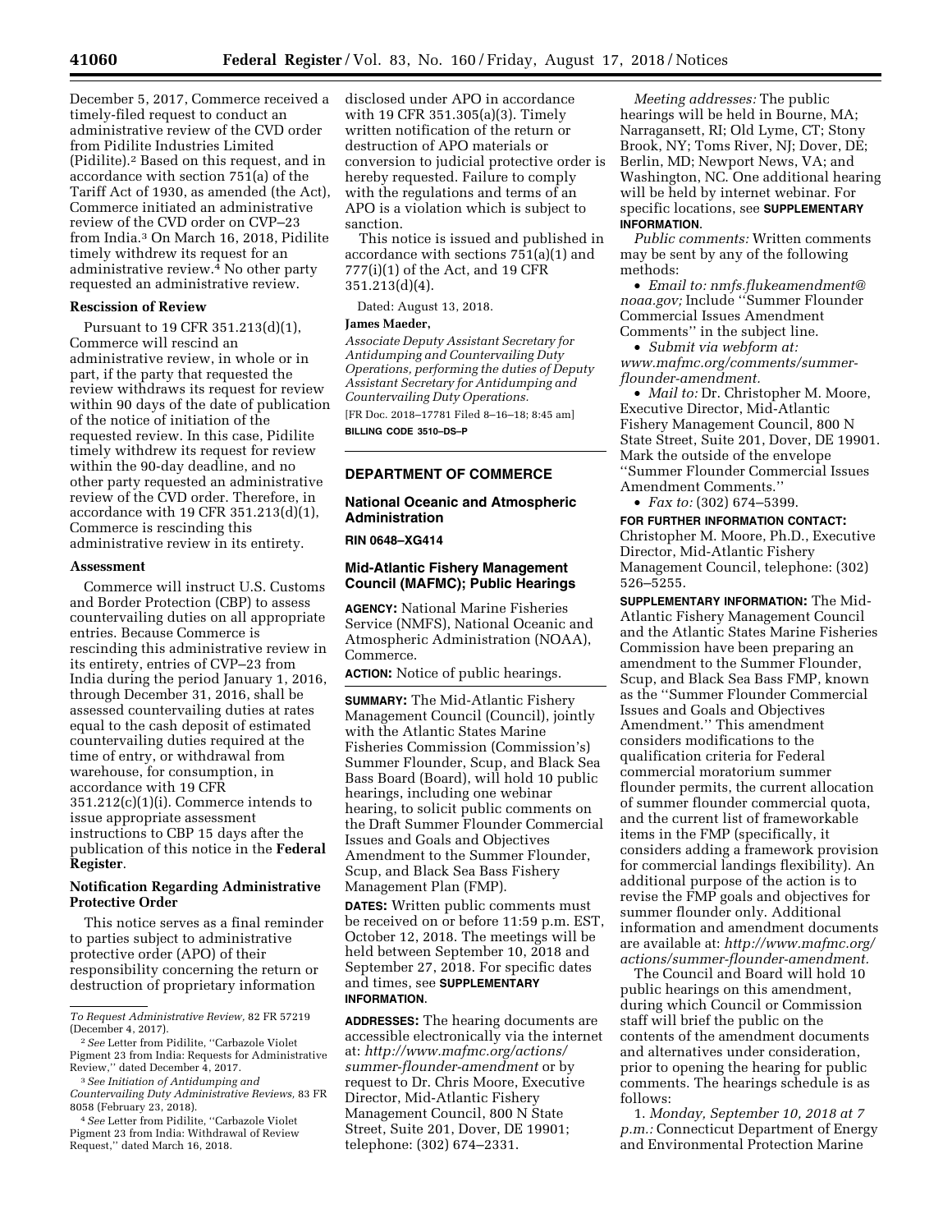December 5, 2017, Commerce received a timely-filed request to conduct an administrative review of the CVD order from Pidilite Industries Limited (Pidilite).[2] Based on this request, and in accordance with section 751(a) of the Tariff Act of 1930, as amended (the Act), Commerce initiated an administrative review of the CVD order on CVP–23 from India.[3] On March 16, 2018, Pidilite timely withdrew its request for an administrative review.[4] No other party requested an administrative review.

### Rescission of Review

Pursuant to 19 CFR 351.213(d)(1), Commerce will rescind an administrative review, in whole or in part, if the party that requested the review withdraws its request for review within 90 days of the date of publication of the notice of initiation of the requested review. In this case, Pidilite timely withdrew its request for review within the 90-day deadline, and no other party requested an administrative review of the CVD order. Therefore, in accordance with 19 CFR 351.213(d)(1), Commerce is rescinding this administrative review in its entirety.

### Assessment

Commerce will instruct U.S. Customs and Border Protection (CBP) to assess countervailing duties on all appropriate entries. Because Commerce is rescinding this administrative review in its entirety, entries of CVP–23 from India during the period January 1, 2016, through December 31, 2016, shall be assessed countervailing duties at rates equal to the cash deposit of estimated countervailing duties required at the time of entry, or withdrawal from warehouse, for consumption, in accordance with 19 CFR 351.212(c)(1)(i). Commerce intends to issue appropriate assessment instructions to CBP 15 days after the publication of this notice in the **Federal Register**.

### Notification Regarding Administrative Protective Order

This notice serves as a final reminder to parties subject to administrative protective order (APO) of their responsibility concerning the return or destruction of proprietary information disclosed under APO in accordance with 19 CFR 351.305(a)(3). Timely written notification of the return or destruction of APO materials or conversion to judicial protective order is hereby requested. Failure to comply with the regulations and terms of an APO is a violation which is subject to sanction.

This notice is issued and published in accordance with sections 751(a)(1) and 777(i)(1) of the Act, and 19 CFR 351.213(d)(4).

Dated: August 13, 2018.

**James Maeder,**

*Associate Deputy Assistant Secretary for Antidumping and Countervailing Duty Operations, performing the duties of Deputy Assistant Secretary for Antidumping and Countervailing Duty Operations.*

[FR Doc. 2018–17781 Filed 8–16–18; 8:45 am]

**BILLING CODE 3510–DS–P**

---

*To Request Administrative Review,* 82 FR 57219 (December 4, 2017).

[2] *See* Letter from Pidilite, ''Carbazole Violet Pigment 23 from India: Requests for Administrative Review,'' dated December 4, 2017.

[3] *See Initiation of Antidumping and Countervailing Duty Administrative Reviews,* 83 FR 8058 (February 23, 2018).

[4] *See* Letter from Pidilite, ''Carbazole Violet Pigment 23 from India: Withdrawal of Review Request,'' dated March 16, 2018.

---

## DEPARTMENT OF COMMERCE

### National Oceanic and Atmospheric Administration

**RIN 0648–XG414**

### Mid-Atlantic Fishery Management Council (MAFMC); Public Hearings

**AGENCY:** National Marine Fisheries Service (NMFS), National Oceanic and Atmospheric Administration (NOAA), Commerce.

**ACTION:** Notice of public hearings.

**SUMMARY:** The Mid-Atlantic Fishery Management Council (Council), jointly with the Atlantic States Marine Fisheries Commission (Commission's) Summer Flounder, Scup, and Black Sea Bass Board (Board), will hold 10 public hearings, including one webinar hearing, to solicit public comments on the Draft Summer Flounder Commercial Issues and Goals and Objectives Amendment to the Summer Flounder, Scup, and Black Sea Bass Fishery Management Plan (FMP).

**DATES:** Written public comments must be received on or before 11:59 p.m. EST, October 12, 2018. The meetings will be held between September 10, 2018 and September 27, 2018. For specific dates and times, see **SUPPLEMENTARY INFORMATION**.

**ADDRESSES:** The hearing documents are accessible electronically via the internet at: *http://www.mafmc.org/actions/summer-flounder-amendment* or by request to Dr. Chris Moore, Executive Director, Mid-Atlantic Fishery Management Council, 800 N State Street, Suite 201, Dover, DE 19901; telephone: (302) 674–2331.

*Meeting addresses:* The public hearings will be held in Bourne, MA; Narragansett, RI; Old Lyme, CT; Stony Brook, NY; Toms River, NJ; Dover, DE; Berlin, MD; Newport News, VA; and Washington, NC. One additional hearing will be held by internet webinar. For specific locations, see **SUPPLEMENTARY INFORMATION**.

*Public comments:* Written comments may be sent by any of the following methods:

- *Email to: nmfs.flukeamendment@noaa.gov;* Include ''Summer Flounder Commercial Issues Amendment Comments'' in the subject line.
- *Submit via webform at: www.mafmc.org/comments/summer-flounder-amendment.*
- *Mail to:* Dr. Christopher M. Moore, Executive Director, Mid-Atlantic Fishery Management Council, 800 N State Street, Suite 201, Dover, DE 19901. Mark the outside of the envelope ''Summer Flounder Commercial Issues Amendment Comments.''
- *Fax to:* (302) 674–5399.

**FOR FURTHER INFORMATION CONTACT:** Christopher M. Moore, Ph.D., Executive Director, Mid-Atlantic Fishery Management Council, telephone: (302) 526–5255.

**SUPPLEMENTARY INFORMATION:** The Mid-Atlantic Fishery Management Council and the Atlantic States Marine Fisheries Commission have been preparing an amendment to the Summer Flounder, Scup, and Black Sea Bass FMP, known as the ''Summer Flounder Commercial Issues and Goals and Objectives Amendment.'' This amendment considers modifications to the qualification criteria for Federal commercial moratorium summer flounder permits, the current allocation of summer flounder commercial quota, and the current list of frameworkable items in the FMP (specifically, it considers adding a framework provision for commercial landings flexibility). An additional purpose of the action is to revise the FMP goals and objectives for summer flounder only. Additional information and amendment documents are available at: *http://www.mafmc.org/actions/summer-flounder-amendment.*

The Council and Board will hold 10 public hearings on this amendment, during which Council or Commission staff will brief the public on the contents of the amendment documents and alternatives under consideration, prior to opening the hearing for public comments. The hearings schedule is as follows:

1. *Monday, September 10, 2018 at 7 p.m.:* Connecticut Department of Energy and Environmental Protection Marine